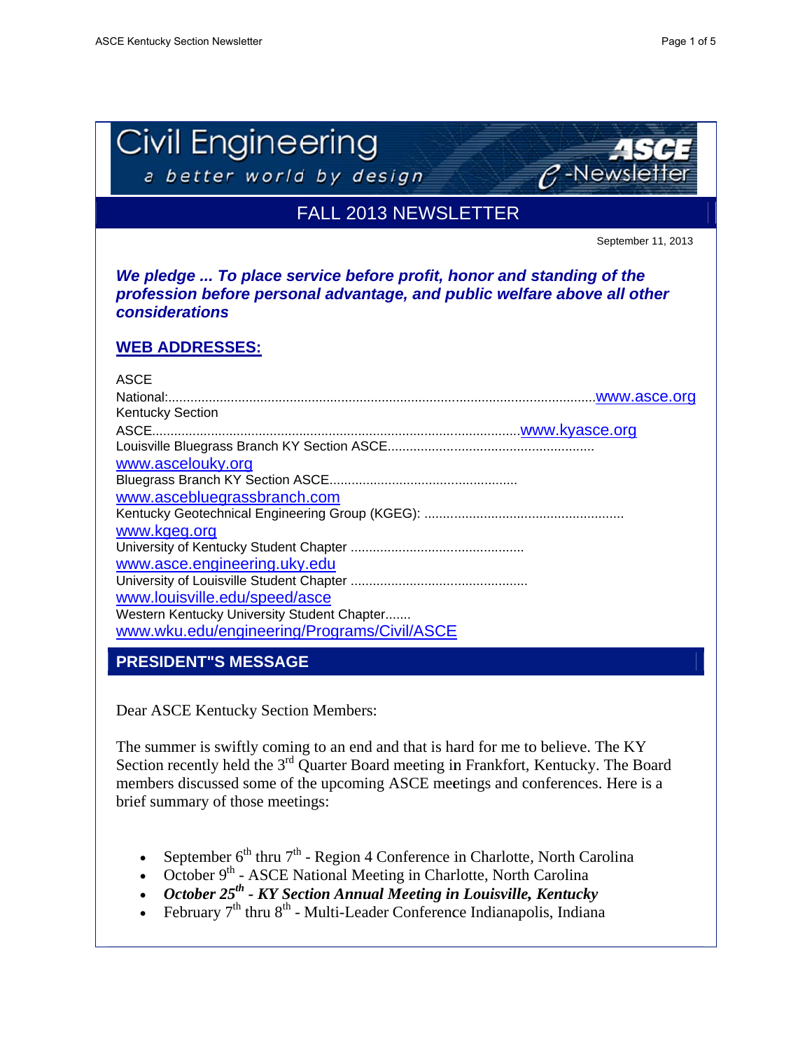# Civil Engineering

*a better world by design*

**ASCE e-Newsletter**

## FALL 2013 NEWSLETTER

September 11, 2013

***We pledge ... To place service before profit, honor and standing of the profession before personal advantage, and public welfare above all other considerations***

## WEB ADDRESSES:

ASCE National:...................................................................................................................www.asce.org
Kentucky Section ASCE...................................................................................................www.kyasce.org
Louisville Bluegrass Branch KY Section ASCE.......................................................... www.ascelouky.org
Bluegrass Branch KY Section ASCE................................................... www.ascebluegrassbranch.com
Kentucky Geotechnical Engineering Group (KGEG): ..................................................... www.kgeg.org
University of Kentucky Student Chapter ............................................... www.asce.engineering.uky.edu
University of Louisville Student Chapter ............................................... www.louisville.edu/speed/asce
Western Kentucky University Student Chapter....... www.wku.edu/engineering/Programs/Civil/ASCE

## PRESIDENT"S MESSAGE

Dear ASCE Kentucky Section Members:

The summer is swiftly coming to an end and that is hard for me to believe. The KY Section recently held the 3rd Quarter Board meeting in Frankfort, Kentucky. The Board members discussed some of the upcoming ASCE meetings and conferences. Here is a brief summary of those meetings:

- September 6th thru 7th - Region 4 Conference in Charlotte, North Carolina
- October 9th - ASCE National Meeting in Charlotte, North Carolina
- ***October 25th - KY Section Annual Meeting in Louisville, Kentucky***
- February 7th thru 8th - Multi-Leader Conference Indianapolis, Indiana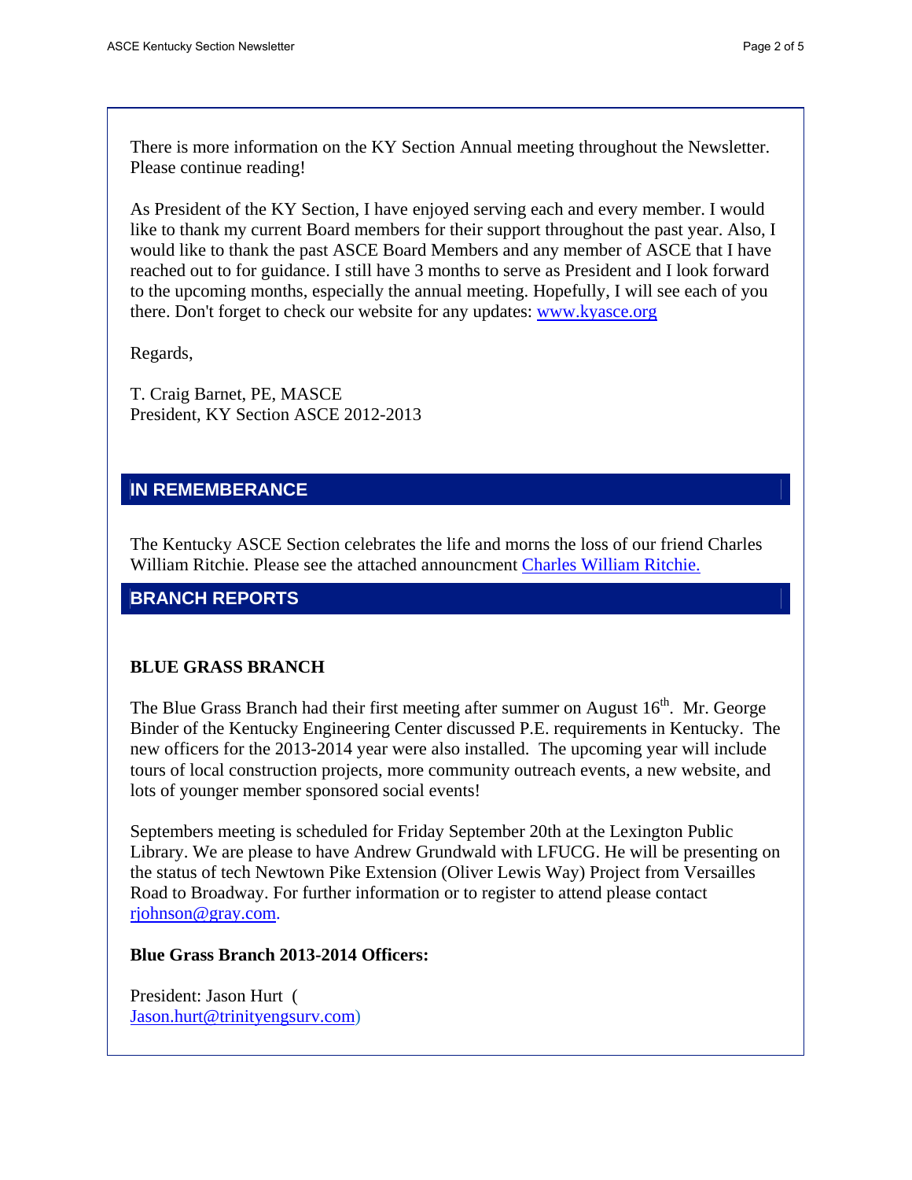There is more information on the KY Section Annual meeting throughout the Newsletter. Please continue reading!

As President of the KY Section, I have enjoyed serving each and every member. I would like to thank my current Board members for their support throughout the past year. Also, I would like to thank the past ASCE Board Members and any member of ASCE that I have reached out to for guidance. I still have 3 months to serve as President and I look forward to the upcoming months, especially the annual meeting. Hopefully, I will see each of you there. Don't forget to check our website for any updates: www.kyasce.org

Regards,

T. Craig Barnet, PE, MASCE
President, KY Section ASCE 2012-2013

## IN REMEMBERANCE

The Kentucky ASCE Section celebrates the life and morns the loss of our friend Charles William Ritchie. Please see the attached announcment Charles William Ritchie.

## BRANCH REPORTS

### BLUE GRASS BRANCH

The Blue Grass Branch had their first meeting after summer on August 16th. Mr. George Binder of the Kentucky Engineering Center discussed P.E. requirements in Kentucky. The new officers for the 2013-2014 year were also installed. The upcoming year will include tours of local construction projects, more community outreach events, a new website, and lots of younger member sponsored social events!

Septembers meeting is scheduled for Friday September 20th at the Lexington Public Library. We are please to have Andrew Grundwald with LFUCG. He will be presenting on the status of tech Newtown Pike Extension (Oliver Lewis Way) Project from Versailles Road to Broadway. For further information or to register to attend please contact rjohnson@gray.com.

**Blue Grass Branch 2013-2014 Officers:**

President: Jason Hurt (Jason.hurt@trinityengsurv.com)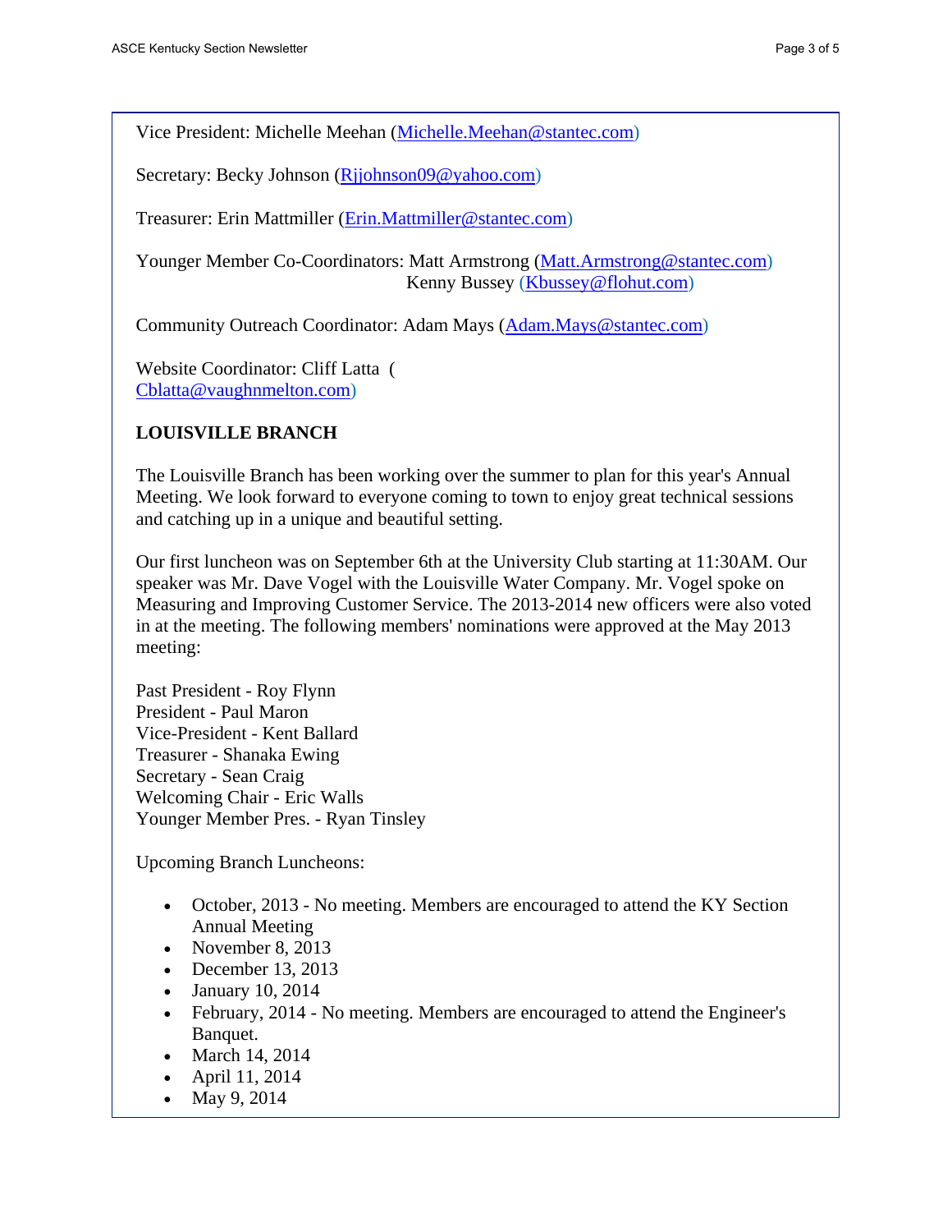Vice President: Michelle Meehan (Michelle.Meehan@stantec.com)

Secretary: Becky Johnson (Rjjohnson09@yahoo.com)

Treasurer: Erin Mattmiller (Erin.Mattmiller@stantec.com)

Younger Member Co-Coordinators: Matt Armstrong (Matt.Armstrong@stantec.com)
Kenny Bussey (Kbussey@flohut.com)

Community Outreach Coordinator: Adam Mays (Adam.Mays@stantec.com)

Website Coordinator: Cliff Latta (Cblatta@vaughnmelton.com)

**LOUISVILLE BRANCH**

The Louisville Branch has been working over the summer to plan for this year's Annual Meeting. We look forward to everyone coming to town to enjoy great technical sessions and catching up in a unique and beautiful setting.

Our first luncheon was on September 6th at the University Club starting at 11:30AM. Our speaker was Mr. Dave Vogel with the Louisville Water Company. Mr. Vogel spoke on Measuring and Improving Customer Service. The 2013-2014 new officers were also voted in at the meeting. The following members' nominations were approved at the May 2013 meeting:

Past President - Roy Flynn
President - Paul Maron
Vice-President - Kent Ballard
Treasurer - Shanaka Ewing
Secretary - Sean Craig
Welcoming Chair - Eric Walls
Younger Member Pres. - Ryan Tinsley

Upcoming Branch Luncheons:

- October, 2013 - No meeting. Members are encouraged to attend the KY Section Annual Meeting
- November 8, 2013
- December 13, 2013
- January 10, 2014
- February, 2014 - No meeting. Members are encouraged to attend the Engineer's Banquet.
- March 14, 2014
- April 11, 2014
- May 9, 2014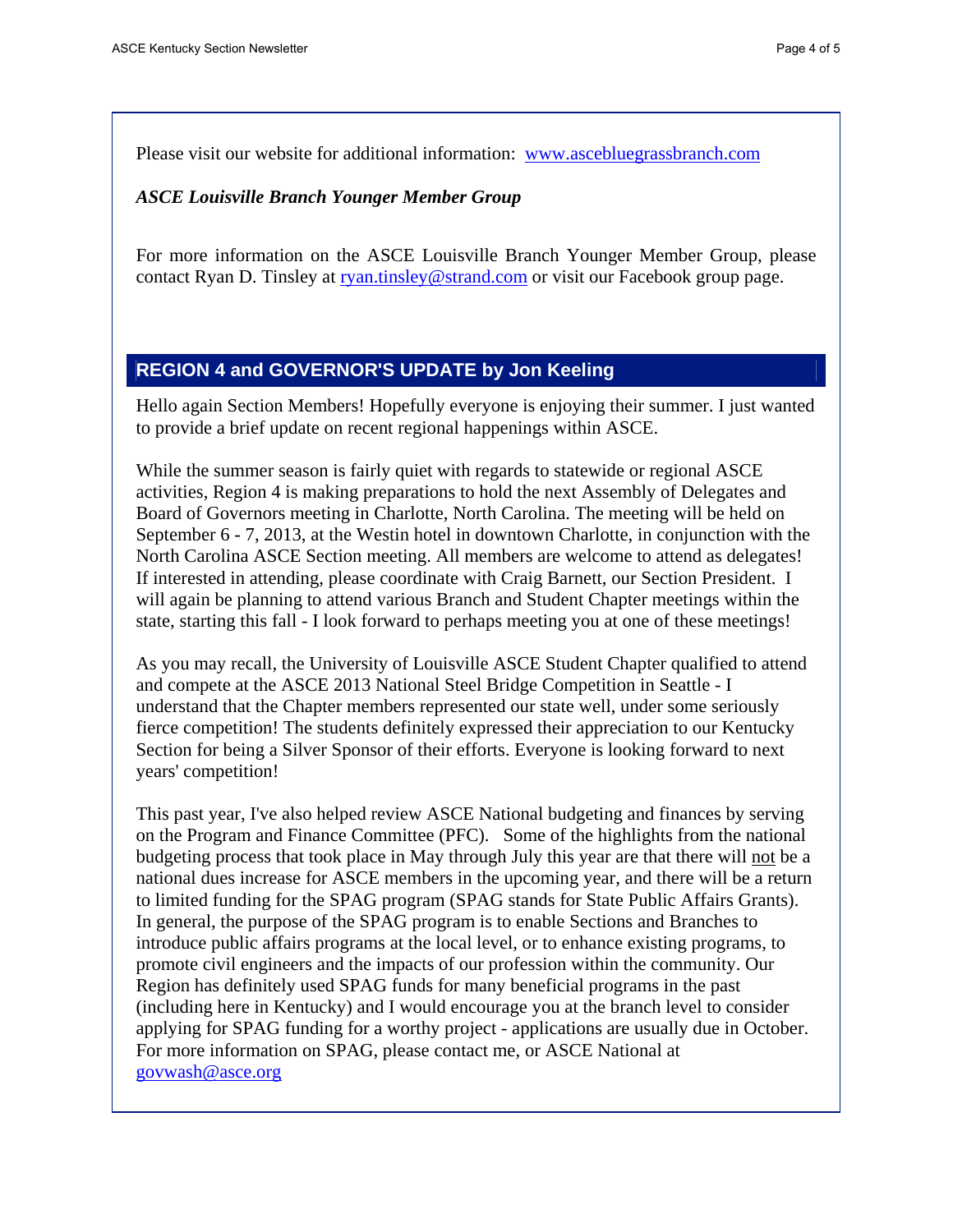Please visit our website for additional information: [www.ascebluegrassbranch.com](http://www.ascebluegrassbranch.com)

***ASCE Louisville Branch Younger Member Group***

For more information on the ASCE Louisville Branch Younger Member Group, please contact Ryan D. Tinsley at [ryan.tinsley@strand.com](mailto:ryan.tinsley@strand.com) or visit our Facebook group page.

## REGION 4 and GOVERNOR'S UPDATE by Jon Keeling

Hello again Section Members! Hopefully everyone is enjoying their summer. I just wanted to provide a brief update on recent regional happenings within ASCE.

While the summer season is fairly quiet with regards to statewide or regional ASCE activities, Region 4 is making preparations to hold the next Assembly of Delegates and Board of Governors meeting in Charlotte, North Carolina. The meeting will be held on September 6 - 7, 2013, at the Westin hotel in downtown Charlotte, in conjunction with the North Carolina ASCE Section meeting. All members are welcome to attend as delegates! If interested in attending, please coordinate with Craig Barnett, our Section President. I will again be planning to attend various Branch and Student Chapter meetings within the state, starting this fall - I look forward to perhaps meeting you at one of these meetings!

As you may recall, the University of Louisville ASCE Student Chapter qualified to attend and compete at the ASCE 2013 National Steel Bridge Competition in Seattle - I understand that the Chapter members represented our state well, under some seriously fierce competition! The students definitely expressed their appreciation to our Kentucky Section for being a Silver Sponsor of their efforts. Everyone is looking forward to next years' competition!

This past year, I've also helped review ASCE National budgeting and finances by serving on the Program and Finance Committee (PFC). Some of the highlights from the national budgeting process that took place in May through July this year are that there will <u>not</u> be a national dues increase for ASCE members in the upcoming year, and there will be a return to limited funding for the SPAG program (SPAG stands for State Public Affairs Grants). In general, the purpose of the SPAG program is to enable Sections and Branches to introduce public affairs programs at the local level, or to enhance existing programs, to promote civil engineers and the impacts of our profession within the community. Our Region has definitely used SPAG funds for many beneficial programs in the past (including here in Kentucky) and I would encourage you at the branch level to consider applying for SPAG funding for a worthy project - applications are usually due in October. For more information on SPAG, please contact me, or ASCE National at [govwash@asce.org](mailto:govwash@asce.org)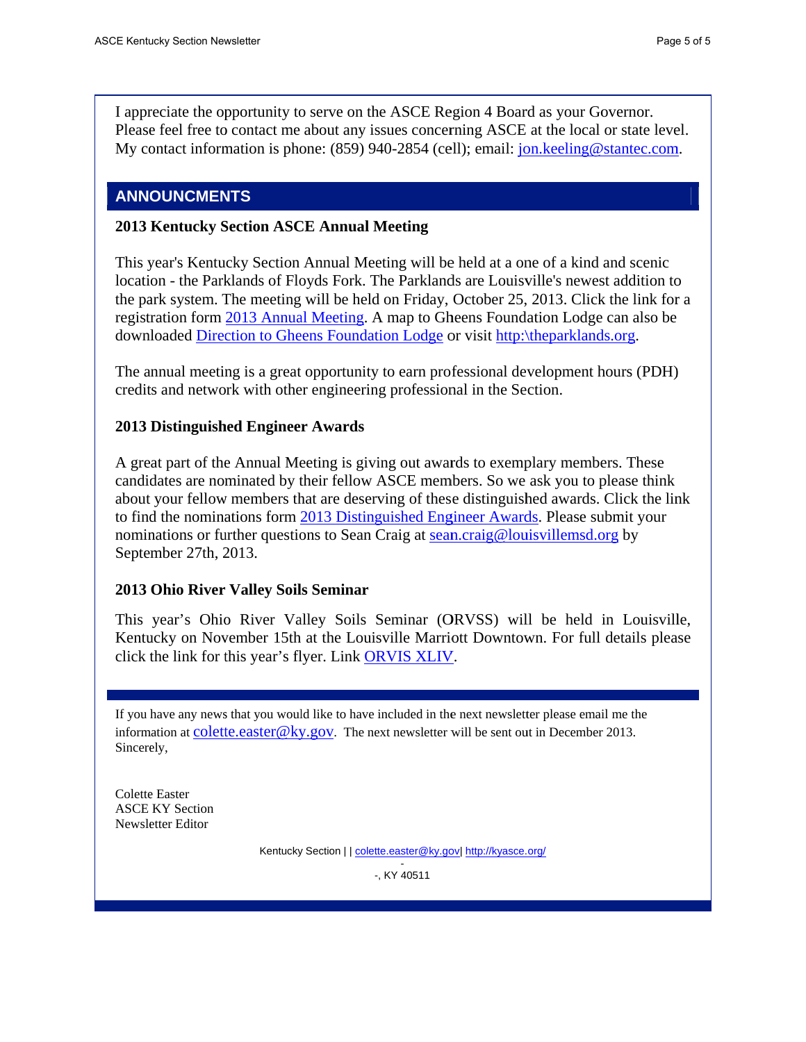I appreciate the opportunity to serve on the ASCE Region 4 Board as your Governor. Please feel free to contact me about any issues concerning ASCE at the local or state level. My contact information is phone: (859) 940-2854 (cell); email: jon.keeling@stantec.com.

## ANNOUNCMENTS

### 2013 Kentucky Section ASCE Annual Meeting

This year's Kentucky Section Annual Meeting will be held at a one of a kind and scenic location - the Parklands of Floyds Fork. The Parklands are Louisville's newest addition to the park system. The meeting will be held on Friday, October 25, 2013. Click the link for a registration form 2013 Annual Meeting. A map to Gheens Foundation Lodge can also be downloaded Direction to Gheens Foundation Lodge or visit http:\theparklands.org.

The annual meeting is a great opportunity to earn professional development hours (PDH) credits and network with other engineering professional in the Section.

### 2013 Distinguished Engineer Awards

A great part of the Annual Meeting is giving out awards to exemplary members. These candidates are nominated by their fellow ASCE members. So we ask you to please think about your fellow members that are deserving of these distinguished awards. Click the link to find the nominations form 2013 Distinguished Engineer Awards. Please submit your nominations or further questions to Sean Craig at sean.craig@louisvillemsd.org by September 27th, 2013.

### 2013 Ohio River Valley Soils Seminar

This year's Ohio River Valley Soils Seminar (ORVSS) will be held in Louisville, Kentucky on November 15th at the Louisville Marriott Downtown. For full details please click the link for this year's flyer. Link ORVIS XLIV.

---

If you have any news that you would like to have included in the next newsletter please email me the information at colette.easter@ky.gov. The next newsletter will be sent out in December 2013.
Sincerely,

Colette Easter
ASCE KY Section
Newsletter Editor

Kentucky Section | | colette.easter@ky.gov| http://kyasce.org/
-
-, KY 40511